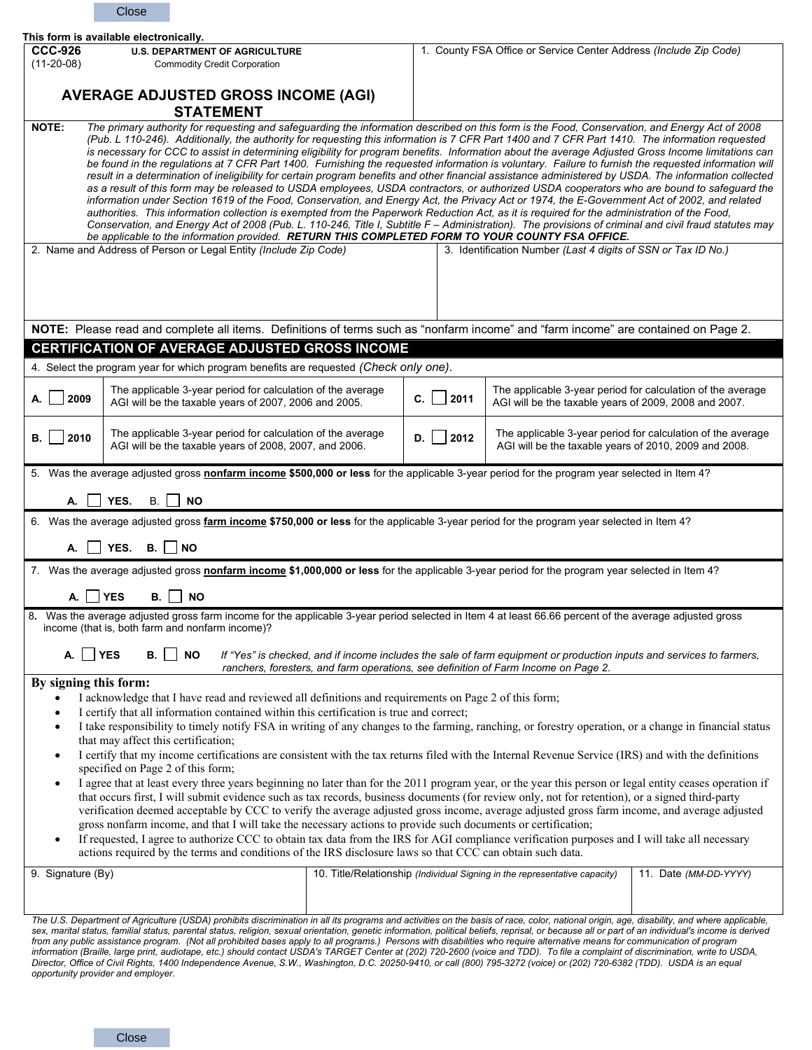This form is available electronically.

**CCC-926** (11-20-08)

**U.S. DEPARTMENT OF AGRICULTURE**
Commodity Credit Corporation

# AVERAGE ADJUSTED GROSS INCOME (AGI) STATEMENT

1. County FSA Office or Service Center Address *(Include Zip Code)*

**NOTE:** *The primary authority for requesting and safeguarding the information described on this form is the Food, Conservation, and Energy Act of 2008 (Pub. L 110-246). Additionally, the authority for requesting this information is 7 CFR Part 1400 and 7 CFR Part 1410. The information requested is necessary for CCC to assist in determining eligibility for program benefits. Information about the average Adjusted Gross Income limitations can be found in the regulations at 7 CFR Part 1400. Furnishing the requested information is voluntary. Failure to furnish the requested information will result in a determination of ineligibility for certain program benefits and other financial assistance administered by USDA. The information collected as a result of this form may be released to USDA employees, USDA contractors, or authorized USDA cooperators who are bound to safeguard the information under Section 1619 of the Food, Conservation, and Energy Act, the Privacy Act or 1974, the E-Government Act of 2002, and related authorities. This information collection is exempted from the Paperwork Reduction Act, as it is required for the administration of the Food, Conservation, and Energy Act of 2008 (Pub. L. 110-246, Title I, Subtitle F – Administration). The provisions of criminal and civil fraud statutes may be applicable to the information provided.* ***RETURN THIS COMPLETED FORM TO YOUR COUNTY FSA OFFICE.***

| 2. Name and Address of Person or Legal Entity *(Include Zip Code)* | 3. Identification Number *(Last 4 digits of SSN or Tax ID No.)* |
|---|---|
| | |

**NOTE:** Please read and complete all items. Definitions of terms such as "nonfarm income" and "farm income" are contained on Page 2.

## CERTIFICATION OF AVERAGE ADJUSTED GROSS INCOME

4. Select the program year for which program benefits are requested *(Check only one)*.

| | | | |
|---|---|---|---|
| **A.** ☐ **2009** | The applicable 3-year period for calculation of the average AGI will be the taxable years of 2007, 2006 and 2005. | **C.** ☐ **2011** | The applicable 3-year period for calculation of the average AGI will be the taxable years of 2009, 2008 and 2007. |
| **B.** ☐ **2010** | The applicable 3-year period for calculation of the average AGI will be the taxable years of 2008, 2007, and 2006. | **D.** ☐ **2012** | The applicable 3-year period for calculation of the average AGI will be the taxable years of 2010, 2009 and 2008. |

5. Was the average adjusted gross **nonfarm income** **$500,000 or less** for the applicable 3-year period for the program year selected in Item 4?

**A.** ☐ **YES.** B. ☐ **NO**

6. Was the average adjusted gross **farm income** **$750,000 or less** for the applicable 3-year period for the program year selected in Item 4?

**A.** ☐ **YES.** **B.** ☐ **NO**

7. Was the average adjusted gross **nonfarm income** **$1,000,000 or less** for the applicable 3-year period for the program year selected in Item 4?

**A.** ☐ **YES** **B.** ☐ **NO**

8. Was the average adjusted gross farm income for the applicable 3-year period selected in Item 4 at least 66.66 percent of the average adjusted gross income (that is, both farm and nonfarm income)?

**A.** ☐ **YES** **B.** ☐ **NO** *If "Yes" is checked, and if income includes the sale of farm equipment or production inputs and services to farmers, ranchers, foresters, and farm operations, see definition of Farm Income on Page 2.*

**By signing this form:**

- I acknowledge that I have read and reviewed all definitions and requirements on Page 2 of this form;
- I certify that all information contained within this certification is true and correct;
- I take responsibility to timely notify FSA in writing of any changes to the farming, ranching, or forestry operation, or a change in financial status that may affect this certification;
- I certify that my income certifications are consistent with the tax returns filed with the Internal Revenue Service (IRS) and with the definitions specified on Page 2 of this form;
- I agree that at least every three years beginning no later than for the 2011 program year, or the year this person or legal entity ceases operation if that occurs first, I will submit evidence such as tax records, business documents (for review only, not for retention), or a signed third-party verification deemed acceptable by CCC to verify the average adjusted gross income, average adjusted gross farm income, and average adjusted gross nonfarm income, and that I will take the necessary actions to provide such documents or certification;
- If requested, I agree to authorize CCC to obtain tax data from the IRS for AGI compliance verification purposes and I will take all necessary actions required by the terms and conditions of the IRS disclosure laws so that CCC can obtain such data.

| 9. Signature (By) | 10. Title/Relationship *(Individual Signing in the representative capacity)* | 11. Date *(MM-DD-YYYY)* |
|---|---|---|
| | | |

*The U.S. Department of Agriculture (USDA) prohibits discrimination in all its programs and activities on the basis of race, color, national origin, age, disability, and where applicable, sex, marital status, familial status, parental status, religion, sexual orientation, genetic information, political beliefs, reprisal, or because all or part of an individual's income is derived from any public assistance program. (Not all prohibited bases apply to all programs.) Persons with disabilities who require alternative means for communication of program information (Braille, large print, audiotape, etc.) should contact USDA's TARGET Center at (202) 720-2600 (voice and TDD). To file a complaint of discrimination, write to USDA, Director, Office of Civil Rights, 1400 Independence Avenue, S.W., Washington, D.C. 20250-9410, or call (800) 795-3272 (voice) or (202) 720-6382 (TDD). USDA is an equal opportunity provider and employer.*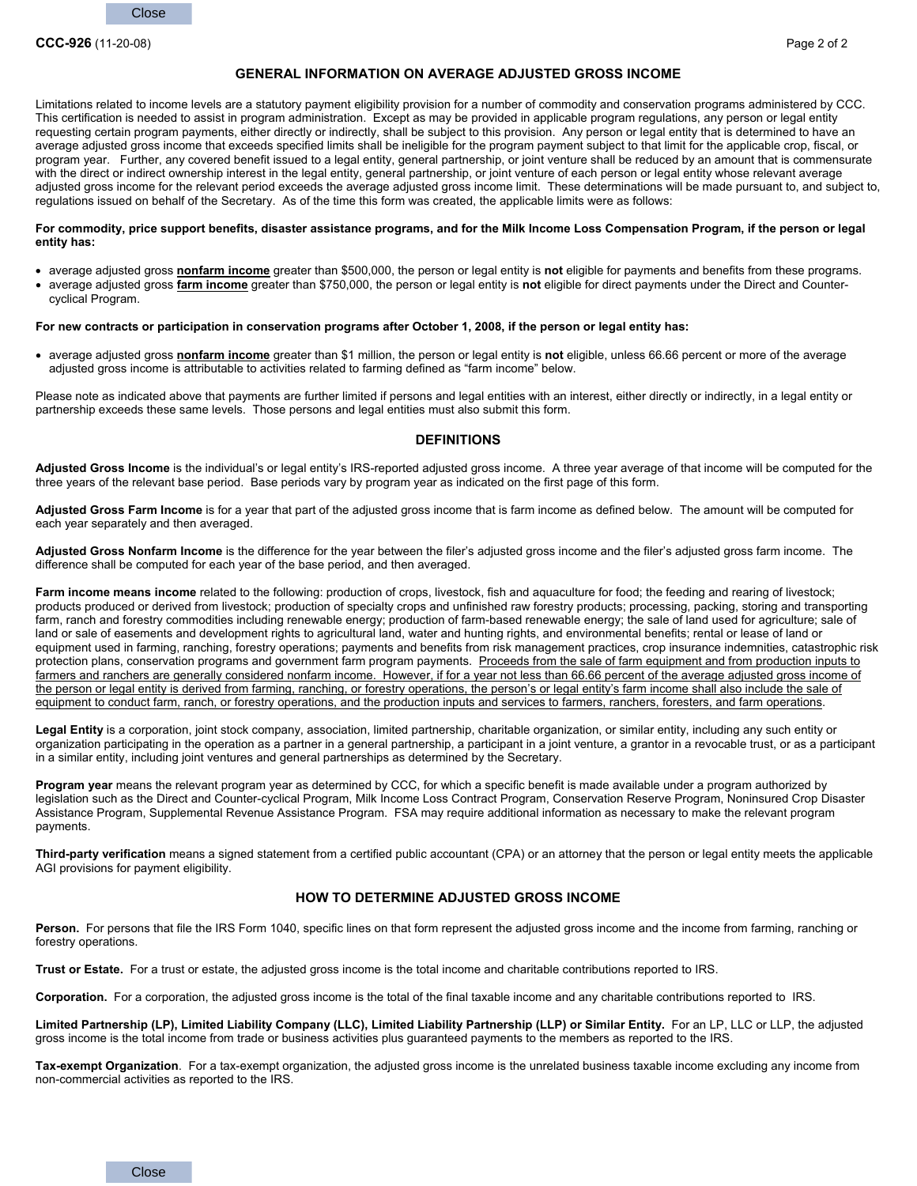## GENERAL INFORMATION ON AVERAGE ADJUSTED GROSS INCOME

Limitations related to income levels are a statutory payment eligibility provision for a number of commodity and conservation programs administered by CCC. This certification is needed to assist in program administration. Except as may be provided in applicable program regulations, any person or legal entity requesting certain program payments, either directly or indirectly, shall be subject to this provision. Any person or legal entity that is determined to have an average adjusted gross income that exceeds specified limits shall be ineligible for the program payment subject to that limit for the applicable crop, fiscal, or program year. Further, any covered benefit issued to a legal entity, general partnership, or joint venture shall be reduced by an amount that is commensurate with the direct or indirect ownership interest in the legal entity, general partnership, or joint venture of each person or legal entity whose relevant average adjusted gross income for the relevant period exceeds the average adjusted gross income limit. These determinations will be made pursuant to, and subject to, regulations issued on behalf of the Secretary. As of the time this form was created, the applicable limits were as follows:

**For commodity, price support benefits, disaster assistance programs, and for the Milk Income Loss Compensation Program, if the person or legal entity has:**

- average adjusted gross **nonfarm income** greater than $500,000, the person or legal entity is **not** eligible for payments and benefits from these programs.
- average adjusted gross **farm income** greater than $750,000, the person or legal entity is **not** eligible for direct payments under the Direct and Counter-cyclical Program.

**For new contracts or participation in conservation programs after October 1, 2008, if the person or legal entity has:**

- average adjusted gross **nonfarm income** greater than $1 million, the person or legal entity is **not** eligible, unless 66.66 percent or more of the average adjusted gross income is attributable to activities related to farming defined as "farm income" below.

Please note as indicated above that payments are further limited if persons and legal entities with an interest, either directly or indirectly, in a legal entity or partnership exceeds these same levels. Those persons and legal entities must also submit this form.

## DEFINITIONS

**Adjusted Gross Income** is the individual's or legal entity's IRS-reported adjusted gross income. A three year average of that income will be computed for the three years of the relevant base period. Base periods vary by program year as indicated on the first page of this form.

**Adjusted Gross Farm Income** is for a year that part of the adjusted gross income that is farm income as defined below. The amount will be computed for each year separately and then averaged.

**Adjusted Gross Nonfarm Income** is the difference for the year between the filer's adjusted gross income and the filer's adjusted gross farm income. The difference shall be computed for each year of the base period, and then averaged.

**Farm income means income** related to the following: production of crops, livestock, fish and aquaculture for food; the feeding and rearing of livestock; products produced or derived from livestock; production of specialty crops and unfinished raw forestry products; processing, packing, storing and transporting farm, ranch and forestry commodities including renewable energy; production of farm-based renewable energy; the sale of land used for agriculture; sale of land or sale of easements and development rights to agricultural land, water and hunting rights, and environmental benefits; rental or lease of land or equipment used in farming, ranching, forestry operations; payments and benefits from risk management practices, crop insurance indemnities, catastrophic risk protection plans, conservation programs and government farm program payments. Proceeds from the sale of farm equipment and from production inputs to farmers and ranchers are generally considered nonfarm income. However, if for a year not less than 66.66 percent of the average adjusted gross income of the person or legal entity is derived from farming, ranching, or forestry operations, the person's or legal entity's farm income shall also include the sale of equipment to conduct farm, ranch, or forestry operations, and the production inputs and services to farmers, ranchers, foresters, and farm operations.

**Legal Entity** is a corporation, joint stock company, association, limited partnership, charitable organization, or similar entity, including any such entity or organization participating in the operation as a partner in a general partnership, a participant in a joint venture, a grantor in a revocable trust, or as a participant in a similar entity, including joint ventures and general partnerships as determined by the Secretary.

**Program year** means the relevant program year as determined by CCC, for which a specific benefit is made available under a program authorized by legislation such as the Direct and Counter-cyclical Program, Milk Income Loss Contract Program, Conservation Reserve Program, Noninsured Crop Disaster Assistance Program, Supplemental Revenue Assistance Program. FSA may require additional information as necessary to make the relevant program payments.

**Third-party verification** means a signed statement from a certified public accountant (CPA) or an attorney that the person or legal entity meets the applicable AGI provisions for payment eligibility.

## HOW TO DETERMINE ADJUSTED GROSS INCOME

**Person.** For persons that file the IRS Form 1040, specific lines on that form represent the adjusted gross income and the income from farming, ranching or forestry operations.

**Trust or Estate.** For a trust or estate, the adjusted gross income is the total income and charitable contributions reported to IRS.

**Corporation.** For a corporation, the adjusted gross income is the total of the final taxable income and any charitable contributions reported to IRS.

**Limited Partnership (LP), Limited Liability Company (LLC), Limited Liability Partnership (LLP) or Similar Entity.** For an LP, LLC or LLP, the adjusted gross income is the total income from trade or business activities plus guaranteed payments to the members as reported to the IRS.

**Tax-exempt Organization**. For a tax-exempt organization, the adjusted gross income is the unrelated business taxable income excluding any income from non-commercial activities as reported to the IRS.